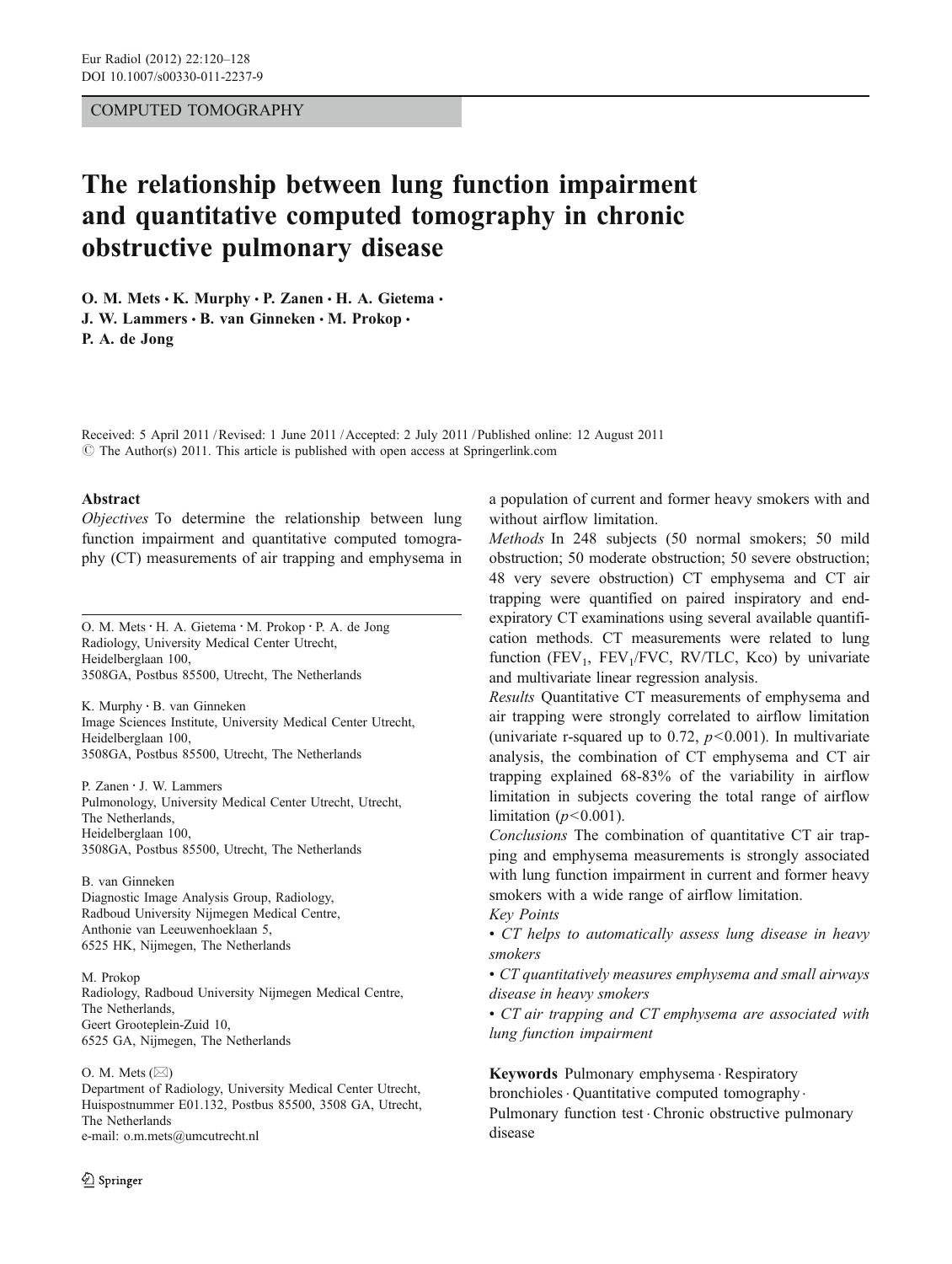COMPUTED TOMOGRAPHY

# The relationship between lung function impairment and quantitative computed tomography in chronic obstructive pulmonary disease

**O. M. Mets · K. Murphy · P. Zanen · H. A. Gietema · J. W. Lammers · B. van Ginneken · M. Prokop · P. A. de Jong**

Received: 5 April 2011 / Revised: 1 June 2011 / Accepted: 2 July 2011 / Published online: 12 August 2011
© The Author(s) 2011. This article is published with open access at Springerlink.com

## Abstract

*Objectives* To determine the relationship between lung function impairment and quantitative computed tomography (CT) measurements of air trapping and emphysema in a population of current and former heavy smokers with and without airflow limitation.

*Methods* In 248 subjects (50 normal smokers; 50 mild obstruction; 50 moderate obstruction; 50 severe obstruction; 48 very severe obstruction) CT emphysema and CT air trapping were quantified on paired inspiratory and end-expiratory CT examinations using several available quantification methods. CT measurements were related to lung function ($FEV_1$, $FEV_1/FVC$, RV/TLC, Kco) by univariate and multivariate linear regression analysis.

*Results* Quantitative CT measurements of emphysema and air trapping were strongly correlated to airflow limitation (univariate r-squared up to 0.72, $p<0.001$). In multivariate analysis, the combination of CT emphysema and CT air trapping explained 68-83% of the variability in airflow limitation in subjects covering the total range of airflow limitation ($p<0.001$).

*Conclusions* The combination of quantitative CT air trapping and emphysema measurements is strongly associated with lung function impairment in current and former heavy smokers with a wide range of airflow limitation.

*Key Points*

- *CT helps to automatically assess lung disease in heavy smokers*
- *CT quantitatively measures emphysema and small airways disease in heavy smokers*
- *CT air trapping and CT emphysema are associated with lung function impairment*

**Keywords** Pulmonary emphysema · Respiratory bronchioles · Quantitative computed tomography · Pulmonary function test · Chronic obstructive pulmonary disease

---

O. M. Mets · H. A. Gietema · M. Prokop · P. A. de Jong
Radiology, University Medical Center Utrecht,
Heidelberglaan 100,
3508GA, Postbus 85500, Utrecht, The Netherlands

K. Murphy · B. van Ginneken
Image Sciences Institute, University Medical Center Utrecht,
Heidelberglaan 100,
3508GA, Postbus 85500, Utrecht, The Netherlands

P. Zanen · J. W. Lammers
Pulmonology, University Medical Center Utrecht, Utrecht,
The Netherlands,
Heidelberglaan 100,
3508GA, Postbus 85500, Utrecht, The Netherlands

B. van Ginneken
Diagnostic Image Analysis Group, Radiology,
Radboud University Nijmegen Medical Centre,
Anthonie van Leeuwenhoeklaan 5,
6525 HK, Nijmegen, The Netherlands

M. Prokop
Radiology, Radboud University Nijmegen Medical Centre,
The Netherlands,
Geert Grooteplein-Zuid 10,
6525 GA, Nijmegen, The Netherlands

O. M. Mets (✉)
Department of Radiology, University Medical Center Utrecht,
Huispostnummer E01.132, Postbus 85500, 3508 GA, Utrecht,
The Netherlands
e-mail: o.m.mets@umcutrecht.nl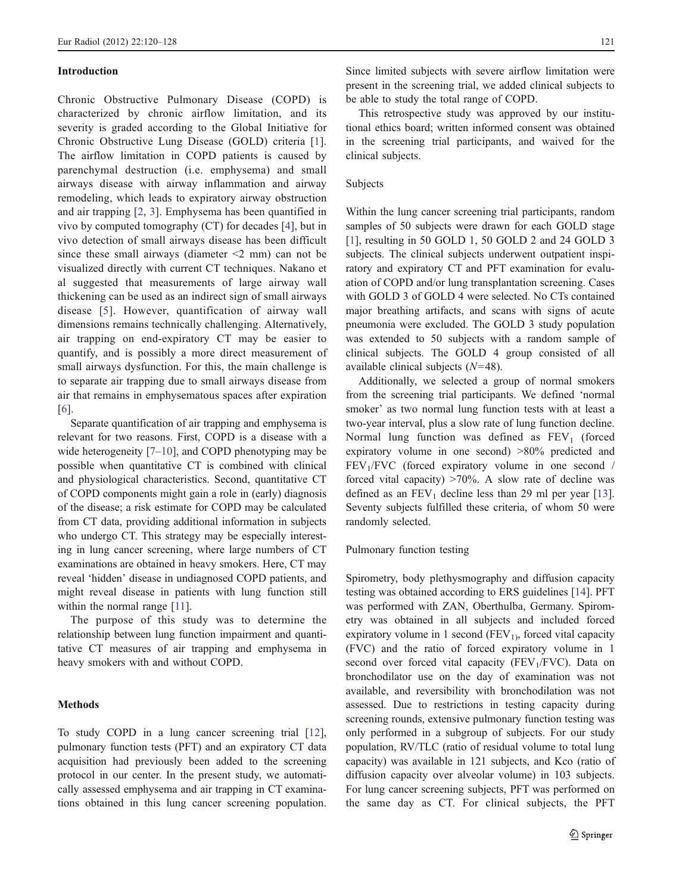## Introduction

Chronic Obstructive Pulmonary Disease (COPD) is characterized by chronic airflow limitation, and its severity is graded according to the Global Initiative for Chronic Obstructive Lung Disease (GOLD) criteria [1]. The airflow limitation in COPD patients is caused by parenchymal destruction (i.e. emphysema) and small airways disease with airway inflammation and airway remodeling, which leads to expiratory airway obstruction and air trapping [2, 3]. Emphysema has been quantified in vivo by computed tomography (CT) for decades [4], but in vivo detection of small airways disease has been difficult since these small airways (diameter <2 mm) can not be visualized directly with current CT techniques. Nakano et al suggested that measurements of large airway wall thickening can be used as an indirect sign of small airways disease [5]. However, quantification of airway wall dimensions remains technically challenging. Alternatively, air trapping on end-expiratory CT may be easier to quantify, and is possibly a more direct measurement of small airways dysfunction. For this, the main challenge is to separate air trapping due to small airways disease from air that remains in emphysematous spaces after expiration [6].

Separate quantification of air trapping and emphysema is relevant for two reasons. First, COPD is a disease with a wide heterogeneity [7–10], and COPD phenotyping may be possible when quantitative CT is combined with clinical and physiological characteristics. Second, quantitative CT of COPD components might gain a role in (early) diagnosis of the disease; a risk estimate for COPD may be calculated from CT data, providing additional information in subjects who undergo CT. This strategy may be especially interesting in lung cancer screening, where large numbers of CT examinations are obtained in heavy smokers. Here, CT may reveal 'hidden' disease in undiagnosed COPD patients, and might reveal disease in patients with lung function still within the normal range [11].

The purpose of this study was to determine the relationship between lung function impairment and quantitative CT measures of air trapping and emphysema in heavy smokers with and without COPD.

## Methods

To study COPD in a lung cancer screening trial [12], pulmonary function tests (PFT) and an expiratory CT data acquisition had previously been added to the screening protocol in our center. In the present study, we automatically assessed emphysema and air trapping in CT examinations obtained in this lung cancer screening population. Since limited subjects with severe airflow limitation were present in the screening trial, we added clinical subjects to be able to study the total range of COPD.

This retrospective study was approved by our institutional ethics board; written informed consent was obtained in the screening trial participants, and waived for the clinical subjects.

### Subjects

Within the lung cancer screening trial participants, random samples of 50 subjects were drawn for each GOLD stage [1], resulting in 50 GOLD 1, 50 GOLD 2 and 24 GOLD 3 subjects. The clinical subjects underwent outpatient inspiratory and expiratory CT and PFT examination for evaluation of COPD and/or lung transplantation screening. Cases with GOLD 3 of GOLD 4 were selected. No CTs contained major breathing artifacts, and scans with signs of acute pneumonia were excluded. The GOLD 3 study population was extended to 50 subjects with a random sample of clinical subjects. The GOLD 4 group consisted of all available clinical subjects (*N*=48).

Additionally, we selected a group of normal smokers from the screening trial participants. We defined 'normal smoker' as two normal lung function tests with at least a two-year interval, plus a slow rate of lung function decline. Normal lung function was defined as $FEV_1$ (forced expiratory volume in one second) >80% predicted and $FEV_1/FVC$ (forced expiratory volume in one second / forced vital capacity) >70%. A slow rate of decline was defined as an $FEV_1$ decline less than 29 ml per year [13]. Seventy subjects fulfilled these criteria, of whom 50 were randomly selected.

### Pulmonary function testing

Spirometry, body plethysmography and diffusion capacity testing was obtained according to ERS guidelines [14]. PFT was performed with ZAN, Oberthulba, Germany. Spirometry was obtained in all subjects and included forced expiratory volume in 1 second ($FEV_1$), forced vital capacity (FVC) and the ratio of forced expiratory volume in 1 second over forced vital capacity ($FEV_1/FVC$). Data on bronchodilator use on the day of examination was not available, and reversibility with bronchodilation was not assessed. Due to restrictions in testing capacity during screening rounds, extensive pulmonary function testing was only performed in a subgroup of subjects. For our study population, RV/TLC (ratio of residual volume to total lung capacity) was available in 121 subjects, and Kco (ratio of diffusion capacity over alveolar volume) in 103 subjects. For lung cancer screening subjects, PFT was performed on the same day as CT. For clinical subjects, the PFT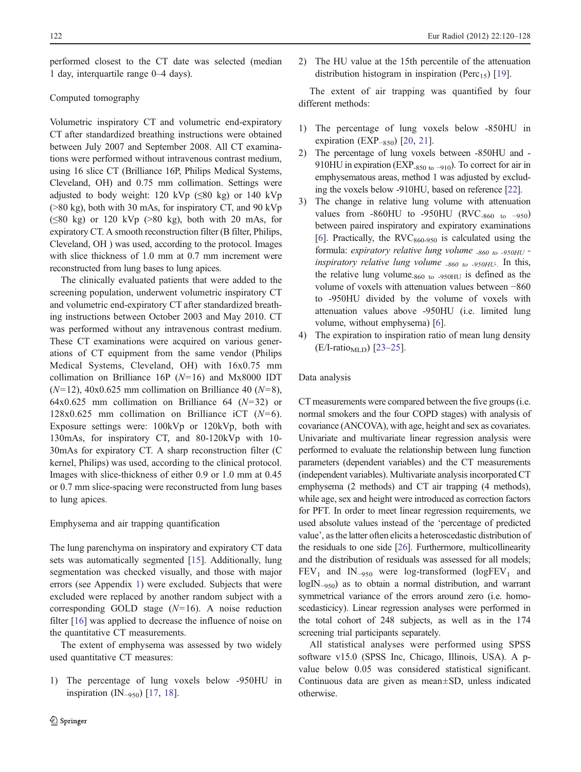performed closest to the CT date was selected (median 1 day, interquartile range 0–4 days).

### Computed tomography

Volumetric inspiratory CT and volumetric end-expiratory CT after standardized breathing instructions were obtained between July 2007 and September 2008. All CT examinations were performed without intravenous contrast medium, using 16 slice CT (Brilliance 16P, Philips Medical Systems, Cleveland, OH) and 0.75 mm collimation. Settings were adjusted to body weight: 120 kVp (≤80 kg) or 140 kVp (>80 kg), both with 30 mAs, for inspiratory CT, and 90 kVp (≤80 kg) or 120 kVp (>80 kg), both with 20 mAs, for expiratory CT. A smooth reconstruction filter (B filter, Philips, Cleveland, OH ) was used, according to the protocol. Images with slice thickness of 1.0 mm at 0.7 mm increment were reconstructed from lung bases to lung apices.

The clinically evaluated patients that were added to the screening population, underwent volumetric inspiratory CT and volumetric end-expiratory CT after standardized breathing instructions between October 2003 and May 2010. CT was performed without any intravenous contrast medium. These CT examinations were acquired on various generations of CT equipment from the same vendor (Philips Medical Systems, Cleveland, OH) with 16x0.75 mm collimation on Brilliance 16P (*N*=16) and Mx8000 IDT (*N*=12), 40x0.625 mm collimation on Brilliance 40 (*N*=8), 64x0.625 mm collimation on Brilliance 64 (*N*=32) or 128x0.625 mm collimation on Brilliance iCT (*N*=6). Exposure settings were: 100kVp or 120kVp, both with 130mAs, for inspiratory CT, and 80-120kVp with 10-30mAs for expiratory CT. A sharp reconstruction filter (C kernel, Philips) was used, according to the clinical protocol. Images with slice-thickness of either 0.9 or 1.0 mm at 0.45 or 0.7 mm slice-spacing were reconstructed from lung bases to lung apices.

### Emphysema and air trapping quantification

The lung parenchyma on inspiratory and expiratory CT data sets was automatically segmented [15]. Additionally, lung segmentation was checked visually, and those with major errors (see Appendix 1) were excluded. Subjects that were excluded were replaced by another random subject with a corresponding GOLD stage (*N*=16). A noise reduction filter [16] was applied to decrease the influence of noise on the quantitative CT measurements.

The extent of emphysema was assessed by two widely used quantitative CT measures:

1) The percentage of lung voxels below -950HU in inspiration ($IN_{-950}$) [17, 18].
2) The HU value at the 15th percentile of the attenuation distribution histogram in inspiration ($Perc_{15}$) [19].

The extent of air trapping was quantified by four different methods:

1) The percentage of lung voxels below -850HU in expiration ($EXP_{-850}$) [20, 21].
2) The percentage of lung voxels between -850HU and -910HU in expiration ($EXP_{-850\ to\ -910}$). To correct for air in emphysematous areas, method 1 was adjusted by excluding the voxels below -910HU, based on reference [22].
3) The change in relative lung volume with attenuation values from -860HU to -950HU ($RVC_{-860\ to\ -950}$) between paired inspiratory and expiratory examinations [6]. Practically, the $RVC_{860\text{-}950}$ is calculated using the formula: *expiratory relative lung volume* $_{-860\ to\ -950HU}$ *- inspiratory relative lung volume* $_{-860\ to\ -950HU}$. In this, the relative lung volume$_{-860\ to\ -950HU}$ is defined as the volume of voxels with attenuation values between −860 to -950HU divided by the volume of voxels with attenuation values above -950HU (i.e. limited lung volume, without emphysema) [6].
4) The expiration to inspiration ratio of mean lung density ($E/I\text{-}ratio_{MLD}$) [23–25].

### Data analysis

CT measurements were compared between the five groups (i.e. normal smokers and the four COPD stages) with analysis of covariance (ANCOVA), with age, height and sex as covariates. Univariate and multivariate linear regression analysis were performed to evaluate the relationship between lung function parameters (dependent variables) and the CT measurements (independent variables). Multivariate analysis incorporated CT emphysema (2 methods) and CT air trapping (4 methods), while age, sex and height were introduced as correction factors for PFT. In order to meet linear regression requirements, we used absolute values instead of the 'percentage of predicted value', as the latter often elicits a heteroscedastic distribution of the residuals to one side [26]. Furthermore, multicollinearity and the distribution of residuals was assessed for all models; $FEV_1$ and $IN_{-950}$ were log-transformed ($logFEV_1$ and $logIN_{-950}$) as to obtain a normal distribution, and warrant symmetrical variance of the errors around zero (i.e. homoscedasticicy). Linear regression analyses were performed in the total cohort of 248 subjects, as well as in the 174 screening trial participants separately.

All statistical analyses were performed using SPSS software v15.0 (SPSS Inc, Chicago, Illinois, USA). A p-value below 0.05 was considered statistical significant. Continuous data are given as mean±SD, unless indicated otherwise.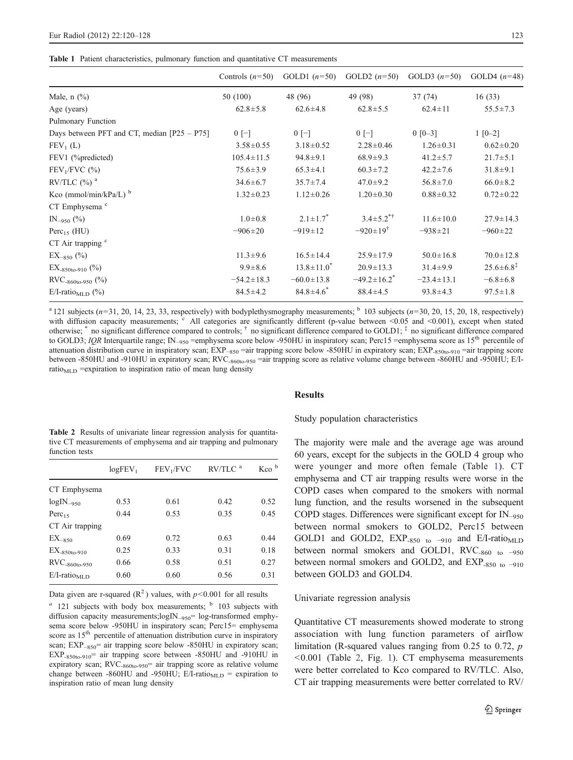**Table 1** Patient characteristics, pulmonary function and quantitative CT measurements

| | Controls ($n$=50) | GOLD1 ($n$=50) | GOLD2 ($n$=50) | GOLD3 ($n$=50) | GOLD4 ($n$=48) |
|---|---|---|---|---|---|
| Male, n (%) | 50 (100) | 48 (96) | 49 (98) | 37 (74) | 16 (33) |
| Age (years) | 62.8±5.8 | 62.6±4.8 | 62.8±5.5 | 62.4±11 | 55.5±7.3 |
| Pulmonary Function | | | | | |
| Days between PFT and CT, median [P25 – P75] | 0 [−] | 0 [−] | 0 [−] | 0 [0–3] | 1 [0–2] |
| $FEV_1$ (L) | 3.58±0.55 | 3.18±0.52 | 2.28±0.46 | 1.26±0.31 | 0.62±0.20 |
| FEV1 (%predicted) | 105.4±11.5 | 94.8±9.1 | 68.9±9.3 | 41.2±5.7 | 21.7±5.1 |
| $FEV_1$/FVC (%) | 75.6±3.9 | 65.3±4.1 | 60.3±7.2 | 42.2±7.6 | 31.8±9.1 |
| RV/TLC (%) [a] | 34.6±6.7 | 35.7±7.4 | 47.0±9.2 | 56.8±7.0 | 66.0±8.2 |
| Kco (mmol/min/kPa/L) [b] | 1.32±0.23 | 1.12±0.26 | 1.20±0.30 | 0.88±0.32 | 0.72±0.22 |
| CT Emphysema [c] | | | | | |
| $IN_{-950}$ (%) | 1.0±0.8 | 2.1±1.7* | 3.4±5.2*† | 11.6±10.0 | 27.9±14.3 |
| $Perc_{15}$ (HU) | −906±20 | −919±12 | −920±19† | −938±21 | −960±22 |
| CT Air trapping [c] | | | | | |
| $EX_{-850}$ (%) | 11.3±9.6 | 16.5±14.4 | 25.9±17.9 | 50.0±16.8 | 70.0±12.8 |
| $EX_{-850to-910}$ (%) | 9.9±8.6 | 13.8±11.0* | 20.9±13.3 | 31.4±9.9 | 25.6±6.8‡ |
| $RVC_{-860to-950}$ (%) | −54.2±18.3 | −60.0±13.8 | −49.2±16.2* | −23.4±13.1 | −6.8±6.8 |
| E/I-ratio$_{MLD}$ (%) | 84.5±4.2 | 84.8±4.6* | 88.4±4.5 | 93.8±4.3 | 97.5±1.8 |

[a] 121 subjects ($n$=31, 20, 14, 23, 33, respectively) with bodyplethysmography measurements; [b] 103 subjects ($n$=30, 20, 15, 20, 18, respectively) with diffusion capacity measurements; [c] All categories are significantly different (p-value between <0.05 and <0.001), except when stated otherwise; * no significant difference compared to controls; † no significant difference compared to GOLD1; ‡ no significant difference compared to GOLD3; *IQR* Interquartile range; $IN_{-950}$ =emphysema score below -950HU in inspiratory scan; Perc15 =emphysema score as 15th percentile of attenuation distribution curve in inspiratory scan; $EXP_{-850}$ =air trapping score below -850HU in expiratory scan; $EXP_{-850to-910}$ =air trapping score between -850HU and -910HU in expiratory scan; $RVC_{-860to-950}$ =air trapping score as relative volume change between -860HU and -950HU; E/I-ratio$_{MLD}$ =expiration to inspiration ratio of mean lung density

**Table 2** Results of univariate linear regression analysis for quantitative CT measurements of emphysema and air trapping and pulmonary function tests

| | $logFEV_1$ | $FEV_1$/FVC | RV/TLC [a] | Kco [b] |
|---|---|---|---|---|
| CT Emphysema | | | | |
| $logIN_{-950}$ | 0.53 | 0.61 | 0.42 | 0.52 |
| $Perc_{15}$ | 0.44 | 0.53 | 0.35 | 0.45 |
| CT Air trapping | | | | |
| $EX_{-850}$ | 0.69 | 0.72 | 0.63 | 0.44 |
| $EX_{-850to-910}$ | 0.25 | 0.33 | 0.31 | 0.18 |
| $RVC_{-860to-950}$ | 0.66 | 0.58 | 0.51 | 0.27 |
| E/I-ratio$_{MLD}$ | 0.60 | 0.60 | 0.56 | 0.31 |

Data given are r-squared ($R^2$) values, with $p$<0.001 for all results

[a] 121 subjects with body box measurements; [b] 103 subjects with diffusion capacity measurements;$logIN_{-950}$= log-transformed emphysema score below -950HU in inspiratory scan; Perc15= emphysema score as 15th percentile of attenuation distribution curve in inspiratory scan; $EXP_{-850}$= air trapping score below -850HU in expiratory scan; $EXP_{-850to-910}$= air trapping score between -850HU and -910HU in expiratory scan; $RVC_{-860to-950}$= air trapping score as relative volume change between -860HU and -950HU; E/I-ratio$_{MLD}$ = expiration to inspiration ratio of mean lung density

## Results

### Study population characteristics

The majority were male and the average age was around 60 years, except for the subjects in the GOLD 4 group who were younger and more often female (Table 1). CT emphysema and CT air trapping results were worse in the COPD cases when compared to the smokers with normal lung function, and the results worsened in the subsequent COPD stages. Differences were significant except for $IN_{-950}$ between normal smokers to GOLD2, Perc15 between GOLD1 and GOLD2, $EXP_{-850\ to\ -910}$ and E/I-ratio$_{MLD}$ between normal smokers and GOLD1, $RVC_{-860\ to\ -950}$ between normal smokers and GOLD2, and $EXP_{-850\ to\ -910}$ between GOLD3 and GOLD4.

### Univariate regression analysis

Quantitative CT measurements showed moderate to strong association with lung function parameters of airflow limitation (R-squared values ranging from 0.25 to 0.72, $p$ <0.001 (Table 2, Fig. 1). CT emphysema measurements were better correlated to Kco compared to RV/TLC. Also, CT air trapping measurements were better correlated to RV/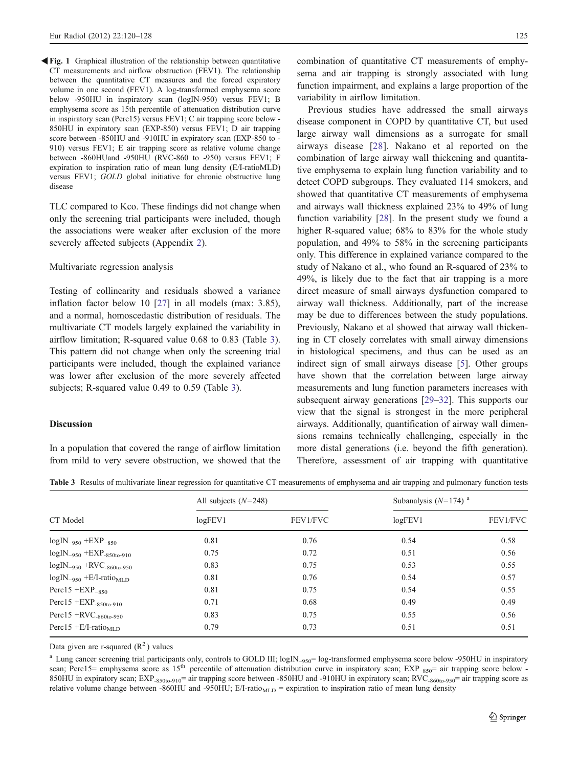◀ **Fig. 1** Graphical illustration of the relationship between quantitative CT measurements and airflow obstruction (FEV1). The relationship between the quantitative CT measures and the forced expiratory volume in one second (FEV1). A log-transformed emphysema score below -950HU in inspiratory scan (logIN-950) versus FEV1; B emphysema score as 15th percentile of attenuation distribution curve in inspiratory scan (Perc15) versus FEV1; C air trapping score below -850HU in expiratory scan (EXP-850) versus FEV1; D air trapping score between -850HU and -910HU in expiratory scan (EXP-850 to -910) versus FEV1; E air trapping score as relative volume change between -860HUand -950HU (RVC-860 to -950) versus FEV1; F expiration to inspiration ratio of mean lung density (E/I-ratioMLD) versus FEV1; *GOLD* global initiative for chronic obstructive lung disease

TLC compared to Kco. These findings did not change when only the screening trial participants were included, though the associations were weaker after exclusion of the more severely affected subjects (Appendix 2).

Multivariate regression analysis

Testing of collinearity and residuals showed a variance inflation factor below 10 [27] in all models (max: 3.85), and a normal, homoscedastic distribution of residuals. The multivariate CT models largely explained the variability in airflow limitation; R-squared value 0.68 to 0.83 (Table 3). This pattern did not change when only the screening trial participants were included, though the explained variance was lower after exclusion of the more severely affected subjects; R-squared value 0.49 to 0.59 (Table 3).

## Discussion

In a population that covered the range of airflow limitation from mild to very severe obstruction, we showed that the combination of quantitative CT measurements of emphysema and air trapping is strongly associated with lung function impairment, and explains a large proportion of the variability in airflow limitation.

Previous studies have addressed the small airways disease component in COPD by quantitative CT, but used large airway wall dimensions as a surrogate for small airways disease [28]. Nakano et al reported on the combination of large airway wall thickening and quantitative emphysema to explain lung function variability and to detect COPD subgroups. They evaluated 114 smokers, and showed that quantitative CT measurements of emphysema and airways wall thickness explained 23% to 49% of lung function variability [28]. In the present study we found a higher R-squared value; 68% to 83% for the whole study population, and 49% to 58% in the screening participants only. This difference in explained variance compared to the study of Nakano et al., who found an R-squared of 23% to 49%, is likely due to the fact that air trapping is a more direct measure of small airways dysfunction compared to airway wall thickness. Additionally, part of the increase may be due to differences between the study populations. Previously, Nakano et al showed that airway wall thickening in CT closely correlates with small airway dimensions in histological specimens, and thus can be used as an indirect sign of small airways disease [5]. Other groups have shown that the correlation between large airway measurements and lung function parameters increases with subsequent airway generations [29–32]. This supports our view that the signal is strongest in the more peripheral airways. Additionally, quantification of airway wall dimensions remains technically challenging, especially in the more distal generations (i.e. beyond the fifth generation). Therefore, assessment of air trapping with quantitative

**Table 3** Results of multivariate linear regression for quantitative CT measurements of emphysema and air trapping and pulmonary function tests

| CT Model | All subjects ($N$=248) | | Subanalysis ($N$=174) [a] | |
|---|---|---|---|---|
| | logFEV1 | FEV1/FVC | logFEV1 | FEV1/FVC |
| $\log IN_{-950}$ + $EXP_{-850}$ | 0.81 | 0.76 | 0.54 | 0.58 |
| $\log IN_{-950}$ + $EXP_{-850to-910}$ | 0.75 | 0.72 | 0.51 | 0.56 |
| $\log IN_{-950}$ + $RVC_{-860to-950}$ | 0.83 | 0.75 | 0.53 | 0.55 |
| $\log IN_{-950}$ + E/I-ratio$_{MLD}$ | 0.81 | 0.76 | 0.54 | 0.57 |
| Perc15 + $EXP_{-850}$ | 0.81 | 0.75 | 0.54 | 0.55 |
| Perc15 + $EXP_{-850to-910}$ | 0.71 | 0.68 | 0.49 | 0.49 |
| Perc15 + $RVC_{-860to-950}$ | 0.83 | 0.75 | 0.55 | 0.56 |
| Perc15 + E/I-ratio$_{MLD}$ | 0.79 | 0.73 | 0.51 | 0.51 |

Data given are r-squared ($R^2$) values

[a] Lung cancer screening trial participants only, controls to GOLD III; $\log IN_{-950}$= log-transformed emphysema score below -950HU in inspiratory scan; Perc15= emphysema score as 15[th] percentile of attenuation distribution curve in inspiratory scan; $EXP_{-850}$= air trapping score below -850HU in expiratory scan; $EXP_{-850to-910}$= air trapping score between -850HU and -910HU in expiratory scan; $RVC_{-860to-950}$= air trapping score as relative volume change between -860HU and -950HU; E/I-ratio$_{MLD}$ = expiration to inspiration ratio of mean lung density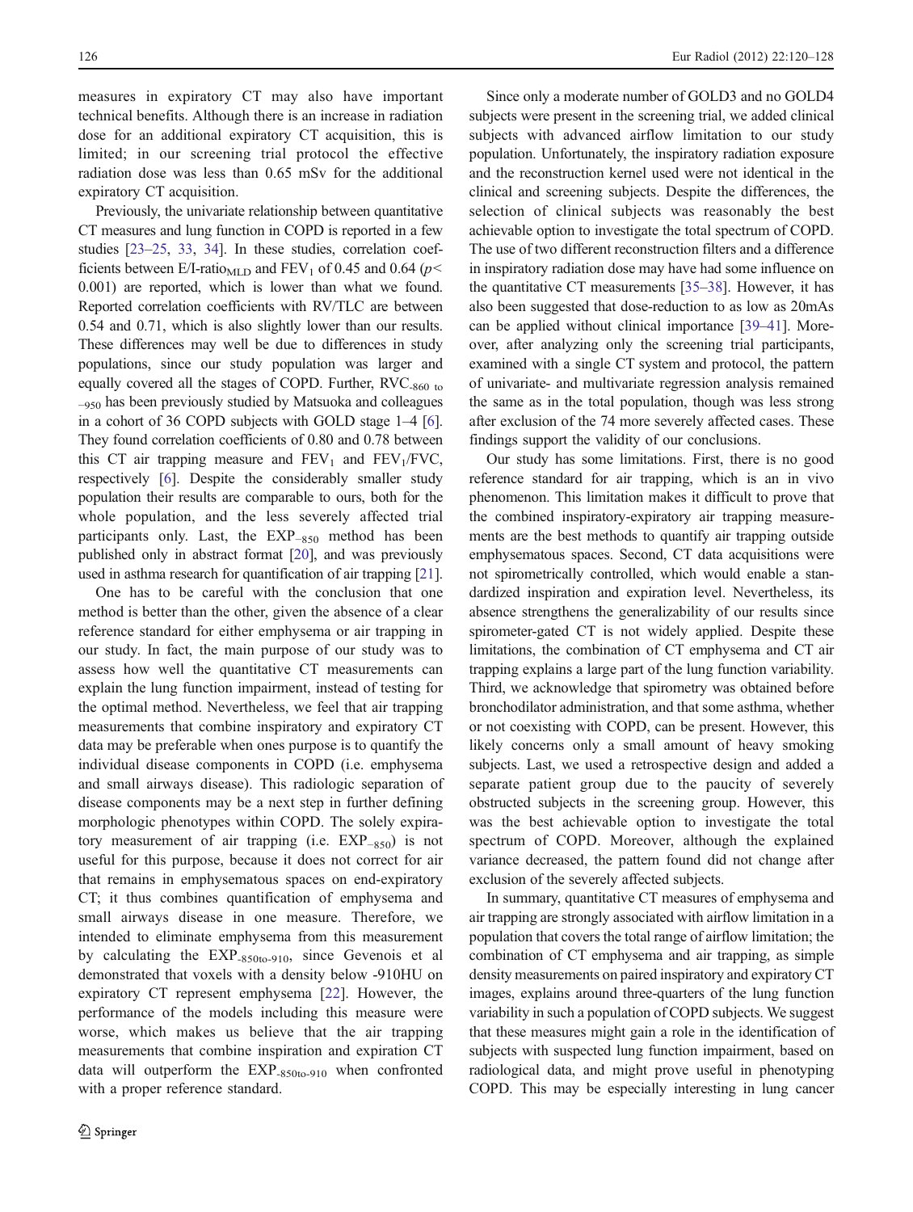measures in expiratory CT may also have important technical benefits. Although there is an increase in radiation dose for an additional expiratory CT acquisition, this is limited; in our screening trial protocol the effective radiation dose was less than 0.65 mSv for the additional expiratory CT acquisition.

Previously, the univariate relationship between quantitative CT measures and lung function in COPD is reported in a few studies [23–25, 33, 34]. In these studies, correlation coefficients between E/I-ratio$_{MLD}$ and $FEV_1$ of 0.45 and 0.64 ($p<$ 0.001) are reported, which is lower than what we found. Reported correlation coefficients with RV/TLC are between 0.54 and 0.71, which is also slightly lower than our results. These differences may well be due to differences in study populations, since our study population was larger and equally covered all the stages of COPD. Further, $RVC_{-860\ to\ -950}$ has been previously studied by Matsuoka and colleagues in a cohort of 36 COPD subjects with GOLD stage 1–4 [6]. They found correlation coefficients of 0.80 and 0.78 between this CT air trapping measure and $FEV_1$ and $FEV_1$/FVC, respectively [6]. Despite the considerably smaller study population their results are comparable to ours, both for the whole population, and the less severely affected trial participants only. Last, the $EXP_{-850}$ method has been published only in abstract format [20], and was previously used in asthma research for quantification of air trapping [21].

One has to be careful with the conclusion that one method is better than the other, given the absence of a clear reference standard for either emphysema or air trapping in our study. In fact, the main purpose of our study was to assess how well the quantitative CT measurements can explain the lung function impairment, instead of testing for the optimal method. Nevertheless, we feel that air trapping measurements that combine inspiratory and expiratory CT data may be preferable when ones purpose is to quantify the individual disease components in COPD (i.e. emphysema and small airways disease). This radiologic separation of disease components may be a next step in further defining morphologic phenotypes within COPD. The solely expiratory measurement of air trapping (i.e. $EXP_{-850}$) is not useful for this purpose, because it does not correct for air that remains in emphysematous spaces on end-expiratory CT; it thus combines quantification of emphysema and small airways disease in one measure. Therefore, we intended to eliminate emphysema from this measurement by calculating the $EXP_{-850to-910}$, since Gevenois et al demonstrated that voxels with a density below -910HU on expiratory CT represent emphysema [22]. However, the performance of the models including this measure were worse, which makes us believe that the air trapping measurements that combine inspiration and expiration CT data will outperform the $EXP_{-850to-910}$ when confronted with a proper reference standard.

Since only a moderate number of GOLD3 and no GOLD4 subjects were present in the screening trial, we added clinical subjects with advanced airflow limitation to our study population. Unfortunately, the inspiratory radiation exposure and the reconstruction kernel used were not identical in the clinical and screening subjects. Despite the differences, the selection of clinical subjects was reasonably the best achievable option to investigate the total spectrum of COPD. The use of two different reconstruction filters and a difference in inspiratory radiation dose may have had some influence on the quantitative CT measurements [35–38]. However, it has also been suggested that dose-reduction to as low as 20mAs can be applied without clinical importance [39–41]. Moreover, after analyzing only the screening trial participants, examined with a single CT system and protocol, the pattern of univariate- and multivariate regression analysis remained the same as in the total population, though was less strong after exclusion of the 74 more severely affected cases. These findings support the validity of our conclusions.

Our study has some limitations. First, there is no good reference standard for air trapping, which is an in vivo phenomenon. This limitation makes it difficult to prove that the combined inspiratory-expiratory air trapping measurements are the best methods to quantify air trapping outside emphysematous spaces. Second, CT data acquisitions were not spirometrically controlled, which would enable a standardized inspiration and expiration level. Nevertheless, its absence strengthens the generalizability of our results since spirometer-gated CT is not widely applied. Despite these limitations, the combination of CT emphysema and CT air trapping explains a large part of the lung function variability. Third, we acknowledge that spirometry was obtained before bronchodilator administration, and that some asthma, whether or not coexisting with COPD, can be present. However, this likely concerns only a small amount of heavy smoking subjects. Last, we used a retrospective design and added a separate patient group due to the paucity of severely obstructed subjects in the screening group. However, this was the best achievable option to investigate the total spectrum of COPD. Moreover, although the explained variance decreased, the pattern found did not change after exclusion of the severely affected subjects.

In summary, quantitative CT measures of emphysema and air trapping are strongly associated with airflow limitation in a population that covers the total range of airflow limitation; the combination of CT emphysema and air trapping, as simple density measurements on paired inspiratory and expiratory CT images, explains around three-quarters of the lung function variability in such a population of COPD subjects. We suggest that these measures might gain a role in the identification of subjects with suspected lung function impairment, based on radiological data, and might prove useful in phenotyping COPD. This may be especially interesting in lung cancer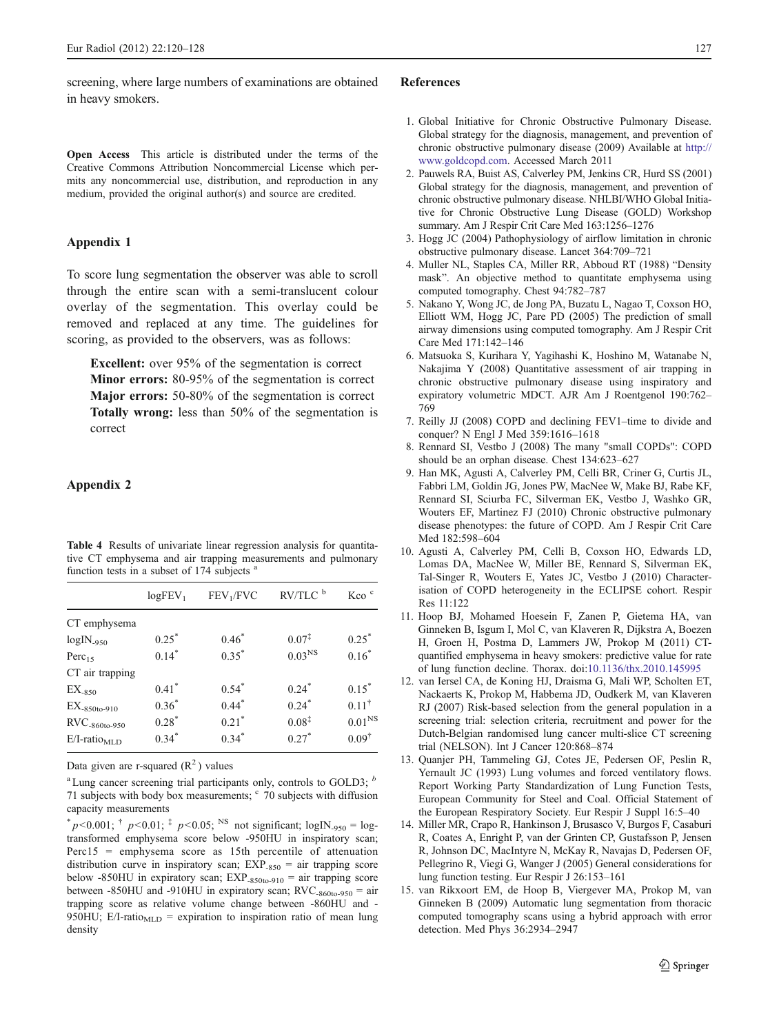screening, where large numbers of examinations are obtained in heavy smokers.

**Open Access** This article is distributed under the terms of the Creative Commons Attribution Noncommercial License which permits any noncommercial use, distribution, and reproduction in any medium, provided the original author(s) and source are credited.

## Appendix 1

To score lung segmentation the observer was able to scroll through the entire scan with a semi-translucent colour overlay of the segmentation. This overlay could be removed and replaced at any time. The guidelines for scoring, as provided to the observers, was as follows:

> **Excellent:** over 95% of the segmentation is correct
> **Minor errors:** 80-95% of the segmentation is correct
> **Major errors:** 50-80% of the segmentation is correct
> **Totally wrong:** less than 50% of the segmentation is correct

## Appendix 2

**Table 4** Results of univariate linear regression analysis for quantitative CT emphysema and air trapping measurements and pulmonary function tests in a subset of 174 subjects [a]

| | $\log FEV_1$ | $FEV_1/FVC$ | RV/TLC [b] | Kco [c] |
|---|---|---|---|---|
| CT emphysema | | | | |
| $logIN_{-950}$ | $0.25^*$ | $0.46^*$ | $0.07^‡$ | $0.25^*$ |
| $Perc_{15}$ | $0.14^*$ | $0.35^*$ | $0.03^{NS}$ | $0.16^*$ |
| CT air trapping | | | | |
| $EX_{-850}$ | $0.41^*$ | $0.54^*$ | $0.24^*$ | $0.15^*$ |
| $EX_{-850to-910}$ | $0.36^*$ | $0.44^*$ | $0.24^*$ | $0.11^†$ |
| $RVC_{-860to-950}$ | $0.28^*$ | $0.21^*$ | $0.08^‡$ | $0.01^{NS}$ |
| $E/I\text{-ratio}_{MLD}$ | $0.34^*$ | $0.34^*$ | $0.27^*$ | $0.09^†$ |

Data given are r-squared ($R^2$) values

[a] Lung cancer screening trial participants only, controls to GOLD3; [b] 71 subjects with body box measurements; [c] 70 subjects with diffusion capacity measurements

$^*p<0.001$; $^†p<0.01$; $^‡p<0.05$; $^{NS}$ not significant; $logIN_{-950}$ = log-transformed emphysema score below -950HU in inspiratory scan; Perc15 = emphysema score as 15th percentile of attenuation distribution curve in inspiratory scan; $EXP_{-850}$ = air trapping score below -850HU in expiratory scan; $EXP_{-850to-910}$ = air trapping score between -850HU and -910HU in expiratory scan; $RVC_{-860to-950}$ = air trapping score as relative volume change between -860HU and -950HU; $E/I\text{-ratio}_{MLD}$ = expiration to inspiration ratio of mean lung density

## References

1. Global Initiative for Chronic Obstructive Pulmonary Disease. Global strategy for the diagnosis, management, and prevention of chronic obstructive pulmonary disease (2009) Available at http://www.goldcopd.com. Accessed March 2011
2. Pauwels RA, Buist AS, Calverley PM, Jenkins CR, Hurd SS (2001) Global strategy for the diagnosis, management, and prevention of chronic obstructive pulmonary disease. NHLBI/WHO Global Initiative for Chronic Obstructive Lung Disease (GOLD) Workshop summary. Am J Respir Crit Care Med 163:1256–1276
3. Hogg JC (2004) Pathophysiology of airflow limitation in chronic obstructive pulmonary disease. Lancet 364:709–721
4. Muller NL, Staples CA, Miller RR, Abboud RT (1988) "Density mask". An objective method to quantitate emphysema using computed tomography. Chest 94:782–787
5. Nakano Y, Wong JC, de Jong PA, Buzatu L, Nagao T, Coxson HO, Elliott WM, Hogg JC, Pare PD (2005) The prediction of small airway dimensions using computed tomography. Am J Respir Crit Care Med 171:142–146
6. Matsuoka S, Kurihara Y, Yagihashi K, Hoshino M, Watanabe N, Nakajima Y (2008) Quantitative assessment of air trapping in chronic obstructive pulmonary disease using inspiratory and expiratory volumetric MDCT. AJR Am J Roentgenol 190:762–769
7. Reilly JJ (2008) COPD and declining FEV1–time to divide and conquer? N Engl J Med 359:1616–1618
8. Rennard SI, Vestbo J (2008) The many "small COPDs": COPD should be an orphan disease. Chest 134:623–627
9. Han MK, Agusti A, Calverley PM, Celli BR, Criner G, Curtis JL, Fabbri LM, Goldin JG, Jones PW, MacNee W, Make BJ, Rabe KF, Rennard SI, Sciurba FC, Silverman EK, Vestbo J, Washko GR, Wouters EF, Martinez FJ (2010) Chronic obstructive pulmonary disease phenotypes: the future of COPD. Am J Respir Crit Care Med 182:598–604
10. Agusti A, Calverley PM, Celli B, Coxson HO, Edwards LD, Lomas DA, MacNee W, Miller BE, Rennard S, Silverman EK, Tal-Singer R, Wouters E, Yates JC, Vestbo J (2010) Characterisation of COPD heterogeneity in the ECLIPSE cohort. Respir Res 11:122
11. Hoop BJ, Mohamed Hoesein F, Zanen P, Gietema HA, van Ginneken B, Isgum I, Mol C, van Klaveren R, Dijkstra A, Boezen H, Groen H, Postma D, Lammers JW, Prokop M (2011) CT-quantified emphysema in heavy smokers: predictive value for rate of lung function decline. Thorax. doi:10.1136/thx.2010.145995
12. van Iersel CA, de Koning HJ, Draisma G, Mali WP, Scholten ET, Nackaerts K, Prokop M, Habbema JD, Oudkerk M, van Klaveren RJ (2007) Risk-based selection from the general population in a screening trial: selection criteria, recruitment and power for the Dutch-Belgian randomised lung cancer multi-slice CT screening trial (NELSON). Int J Cancer 120:868–874
13. Quanjer PH, Tammeling GJ, Cotes JE, Pedersen OF, Peslin R, Yernault JC (1993) Lung volumes and forced ventilatory flows. Report Working Party Standardization of Lung Function Tests, European Community for Steel and Coal. Official Statement of the European Respiratory Society. Eur Respir J Suppl 16:5–40
14. Miller MR, Crapo R, Hankinson J, Brusasco V, Burgos F, Casaburi R, Coates A, Enright P, van der Grinten CP, Gustafsson P, Jensen R, Johnson DC, MacIntyre N, McKay R, Navajas D, Pedersen OF, Pellegrino R, Viegi G, Wanger J (2005) General considerations for lung function testing. Eur Respir J 26:153–161
15. van Rikxoort EM, de Hoop B, Viergever MA, Prokop M, van Ginneken B (2009) Automatic lung segmentation from thoracic computed tomography scans using a hybrid approach with error detection. Med Phys 36:2934–2947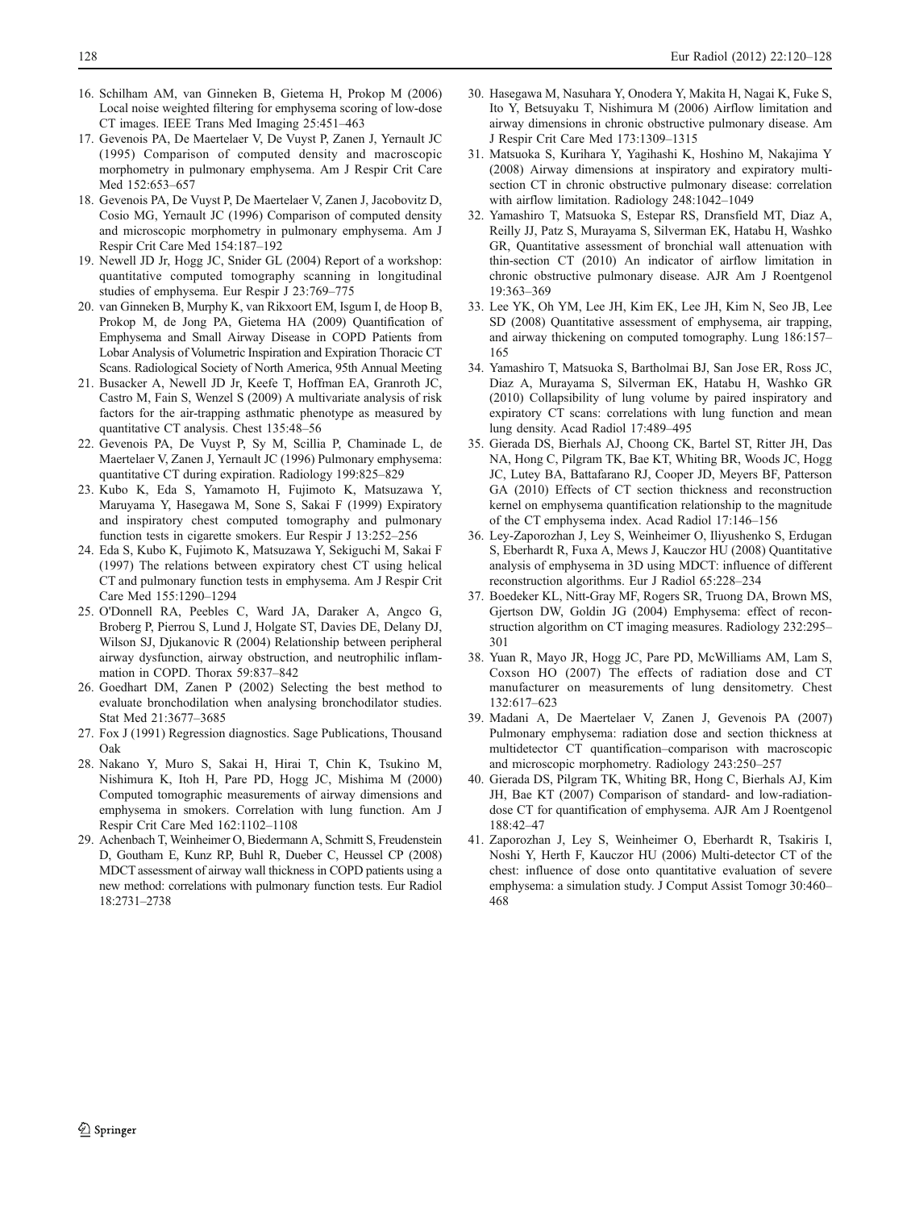16. Schilham AM, van Ginneken B, Gietema H, Prokop M (2006) Local noise weighted filtering for emphysema scoring of low-dose CT images. IEEE Trans Med Imaging 25:451–463
17. Gevenois PA, De Maertelaer V, De Vuyst P, Zanen J, Yernault JC (1995) Comparison of computed density and macroscopic morphometry in pulmonary emphysema. Am J Respir Crit Care Med 152:653–657
18. Gevenois PA, De Vuyst P, De Maertelaer V, Zanen J, Jacobovitz D, Cosio MG, Yernault JC (1996) Comparison of computed density and microscopic morphometry in pulmonary emphysema. Am J Respir Crit Care Med 154:187–192
19. Newell JD Jr, Hogg JC, Snider GL (2004) Report of a workshop: quantitative computed tomography scanning in longitudinal studies of emphysema. Eur Respir J 23:769–775
20. van Ginneken B, Murphy K, van Rikxoort EM, Isgum I, de Hoop B, Prokop M, de Jong PA, Gietema HA (2009) Quantification of Emphysema and Small Airway Disease in COPD Patients from Lobar Analysis of Volumetric Inspiration and Expiration Thoracic CT Scans. Radiological Society of North America, 95th Annual Meeting
21. Busacker A, Newell JD Jr, Keefe T, Hoffman EA, Granroth JC, Castro M, Fain S, Wenzel S (2009) A multivariate analysis of risk factors for the air-trapping asthmatic phenotype as measured by quantitative CT analysis. Chest 135:48–56
22. Gevenois PA, De Vuyst P, Sy M, Scillia P, Chaminade L, de Maertelaer V, Zanen J, Yernault JC (1996) Pulmonary emphysema: quantitative CT during expiration. Radiology 199:825–829
23. Kubo K, Eda S, Yamamoto H, Fujimoto K, Matsuzawa Y, Maruyama Y, Hasegawa M, Sone S, Sakai F (1999) Expiratory and inspiratory chest computed tomography and pulmonary function tests in cigarette smokers. Eur Respir J 13:252–256
24. Eda S, Kubo K, Fujimoto K, Matsuzawa Y, Sekiguchi M, Sakai F (1997) The relations between expiratory chest CT using helical CT and pulmonary function tests in emphysema. Am J Respir Crit Care Med 155:1290–1294
25. O'Donnell RA, Peebles C, Ward JA, Daraker A, Angco G, Broberg P, Pierrou S, Lund J, Holgate ST, Davies DE, Delany DJ, Wilson SJ, Djukanovic R (2004) Relationship between peripheral airway dysfunction, airway obstruction, and neutrophilic inflammation in COPD. Thorax 59:837–842
26. Goedhart DM, Zanen P (2002) Selecting the best method to evaluate bronchodilation when analysing bronchodilator studies. Stat Med 21:3677–3685
27. Fox J (1991) Regression diagnostics. Sage Publications, Thousand Oak
28. Nakano Y, Muro S, Sakai H, Hirai T, Chin K, Tsukino M, Nishimura K, Itoh H, Pare PD, Hogg JC, Mishima M (2000) Computed tomographic measurements of airway dimensions and emphysema in smokers. Correlation with lung function. Am J Respir Crit Care Med 162:1102–1108
29. Achenbach T, Weinheimer O, Biedermann A, Schmitt S, Freudenstein D, Goutham E, Kunz RP, Buhl R, Dueber C, Heussel CP (2008) MDCT assessment of airway wall thickness in COPD patients using a new method: correlations with pulmonary function tests. Eur Radiol 18:2731–2738
30. Hasegawa M, Nasuhara Y, Onodera Y, Makita H, Nagai K, Fuke S, Ito Y, Betsuyaku T, Nishimura M (2006) Airflow limitation and airway dimensions in chronic obstructive pulmonary disease. Am J Respir Crit Care Med 173:1309–1315
31. Matsuoka S, Kurihara Y, Yagihashi K, Hoshino M, Nakajima Y (2008) Airway dimensions at inspiratory and expiratory multisection CT in chronic obstructive pulmonary disease: correlation with airflow limitation. Radiology 248:1042–1049
32. Yamashiro T, Matsuoka S, Estepar RS, Dransfield MT, Diaz A, Reilly JJ, Patz S, Murayama S, Silverman EK, Hatabu H, Washko GR, Quantitative assessment of bronchial wall attenuation with thin-section CT (2010) An indicator of airflow limitation in chronic obstructive pulmonary disease. AJR Am J Roentgenol 19:363–369
33. Lee YK, Oh YM, Lee JH, Kim EK, Lee JH, Kim N, Seo JB, Lee SD (2008) Quantitative assessment of emphysema, air trapping, and airway thickening on computed tomography. Lung 186:157–165
34. Yamashiro T, Matsuoka S, Bartholmai BJ, San Jose ER, Ross JC, Diaz A, Murayama S, Silverman EK, Hatabu H, Washko GR (2010) Collapsibility of lung volume by paired inspiratory and expiratory CT scans: correlations with lung function and mean lung density. Acad Radiol 17:489–495
35. Gierada DS, Bierhals AJ, Choong CK, Bartel ST, Ritter JH, Das NA, Hong C, Pilgram TK, Bae KT, Whiting BR, Woods JC, Hogg JC, Lutey BA, Battafarano RJ, Cooper JD, Meyers BF, Patterson GA (2010) Effects of CT section thickness and reconstruction kernel on emphysema quantification relationship to the magnitude of the CT emphysema index. Acad Radiol 17:146–156
36. Ley-Zaporozhan J, Ley S, Weinheimer O, Iliyushenko S, Erdugan S, Eberhardt R, Fuxa A, Mews J, Kauczor HU (2008) Quantitative analysis of emphysema in 3D using MDCT: influence of different reconstruction algorithms. Eur J Radiol 65:228–234
37. Boedeker KL, Nitt-Gray MF, Rogers SR, Truong DA, Brown MS, Gjertson DW, Goldin JG (2004) Emphysema: effect of reconstruction algorithm on CT imaging measures. Radiology 232:295–301
38. Yuan R, Mayo JR, Hogg JC, Pare PD, McWilliams AM, Lam S, Coxson HO (2007) The effects of radiation dose and CT manufacturer on measurements of lung densitometry. Chest 132:617–623
39. Madani A, De Maertelaer V, Zanen J, Gevenois PA (2007) Pulmonary emphysema: radiation dose and section thickness at multidetector CT quantification–comparison with macroscopic and microscopic morphometry. Radiology 243:250–257
40. Gierada DS, Pilgram TK, Whiting BR, Hong C, Bierhals AJ, Kim JH, Bae KT (2007) Comparison of standard- and low-radiation-dose CT for quantification of emphysema. AJR Am J Roentgenol 188:42–47
41. Zaporozhan J, Ley S, Weinheimer O, Eberhardt R, Tsakiris I, Noshi Y, Herth F, Kauczor HU (2006) Multi-detector CT of the chest: influence of dose onto quantitative evaluation of severe emphysema: a simulation study. J Comput Assist Tomogr 30:460–468